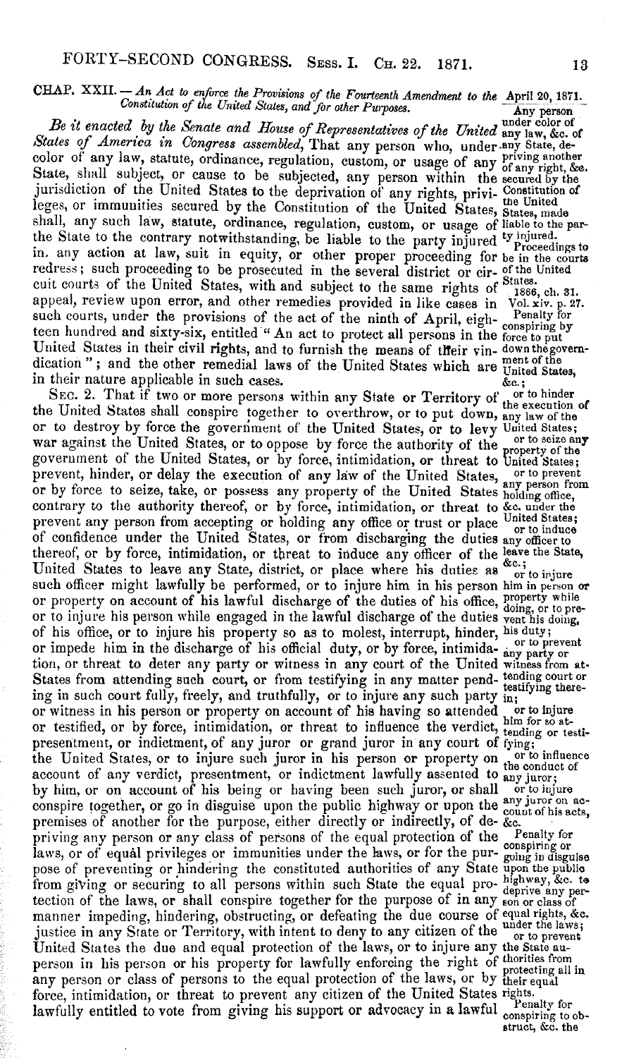**CHAP. XXII.**—*An Act to enforce the Provisions of the Fourteenth Amendment to the Constitution of the United States, and for other Purposes.*

April 20, 1871.

*Be it enacted by the Senate and House of Representatives of the United States of America in Congress assembled*, That any person who, under color of any law, statute, ordinance, regulation, custom, or usage of any State, shall subject, or cause to be subjected, any person within the jurisdiction of the United States to the deprivation of any rights, privileges, or immunities secured by the Constitution of the United States, shall, any such law, statute, ordinance, regulation, custom, or usage of the State to the contrary notwithstanding, be liable to the party injured in any action at law, suit in equity, or other proper proceeding for redress; such proceeding to be prosecuted in the several district or circuit courts of the United States, with and subject to the same rights of appeal, review upon error, and other remedies provided in like cases in such courts, under the provisions of the act of the ninth of April, eighteen hundred and sixty-six, entitled "An act to protect all persons in the United States in their civil rights, and to furnish the means of their vindication"; and the other remedial laws of the United States which are in their nature applicable in such cases.

Any person under color of any law, &c. of any State, depriving another of any right, &c. secured by the Constitution of the United States, made liable to the party injured.

Proceedings to be in the courts of the United States.

1866, ch. 31. Vol. xiv. p. 27.

SEC. 2. That if two or more persons within any State or Territory of the United States shall conspire together to overthrow, or to put down, or to destroy by force the government of the United States, or to levy war against the United States, or to oppose by force the authority of the government of the United States, or by force, intimidation, or threat to prevent, hinder, or delay the execution of any law of the United States, or by force to seize, take, or possess any property of the United States contrary to the authority thereof, or by force, intimidation, or threat to prevent any person from accepting or holding any office or trust or place of confidence under the United States, or from discharging the duties thereof, or by force, intimidation, or threat to induce any officer of the United States to leave any State, district, or place where his duties as such officer might lawfully be performed, or to injure him in his person or property on account of his lawful discharge of the duties of his office, or to injure his person while engaged in the lawful discharge of the duties of his office, or to injure his property so as to molest, interrupt, hinder, or impede him in the discharge of his official duty, or by force, intimidation, or threat to deter any party or witness in any court of the United States from attending such court, or from testifying in any matter pending in such court fully, freely, and truthfully, or to injure any such party or witness in his person or property on account of his having so attended or testified, or by force, intimidation, or threat to influence the verdict, presentment, or indictment, of any juror or grand juror in any court of the United States, or to injure such juror in his person or property on account of any verdict, presentment, or indictment lawfully assented to by him, or on account of his being or having been such juror, or shall conspire together, or go in disguise upon the public highway or upon the premises of another for the purpose, either directly or indirectly, of depriving any person or any class of persons of the equal protection of the laws, or of equal privileges or immunities under the laws, or for the purpose of preventing or hindering the constituted authorities of any State from giving or securing to all persons within such State the equal protection of the laws, or shall conspire together for the purpose of in any manner impeding, hindering, obstructing, or defeating the due course of justice in any State or Territory, with intent to deny to any citizen of the United States the due and equal protection of the laws, or to injure any person in his person or his property for lawfully enforcing the right of any person or class of persons to the equal protection of the laws, or by force, intimidation, or threat to prevent any citizen of the United States lawfully entitled to vote from giving his support or advocacy in a lawful

Penalty for conspiring by force to put down the government of the United States, &c.; or to hinder the execution of any law of the United States; or to seize any property of the United States; or to prevent any person from holding office, &c. under the United States; or to induce any officer to leave the State, &c.; or to injure him in person or property while doing, or to prevent his doing, his duty; or to prevent any party or witness from attending court or testifying therein; or to injure him for so attending or testifying; or to influence the conduct of any juror; or to injure any juror on account of his acts, &c.

Penalty for conspiring or going in disguise upon the public highway, &c. to deprive any person or class of equal rights, &c. under the laws; or to prevent the State authorities from protecting all in their equal rights.

Penalty for conspiring to obstruct, &c. the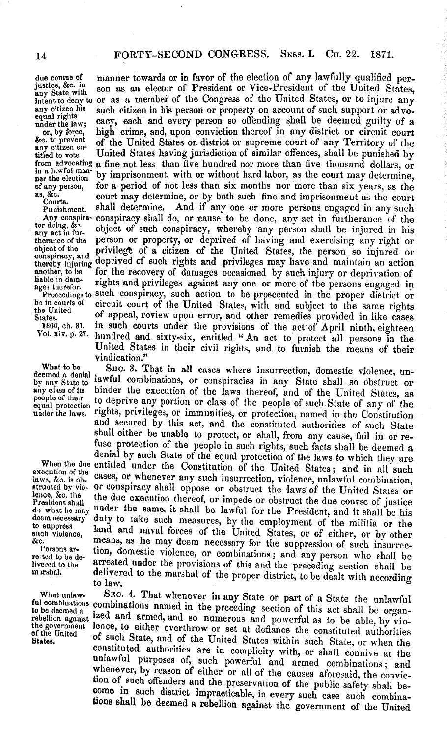manner towards or in favor of the election of any lawfully qualified person as an elector of President or Vice-President of the United States, or as a member of the Congress of the United States, or to injure any such citizen in his person or property on account of such support or advocacy, each and every person so offending shall be deemed guilty of a high crime, and, upon conviction thereof in any district or circuit court of the United States or district or supreme court of any Territory of the United States having jurisdiction of similar offences, shall be punished by a fine not less than five hundred nor more than five thousand dollars, or by imprisonment, with or without hard labor, as the court may determine, for a period of not less than six months nor more than six years, as the court may determine, or by both such fine and imprisonment as the court shall determine. And if any one or more persons engaged in any such conspiracy shall do, or cause to be done, any act in furtherance of the object of such conspiracy, whereby any person shall be injured in his person or property, or deprived of having and exercising any right or privilege of a citizen of the United States, the person so injured or deprived of such rights and privileges may have and maintain an action for the recovery of damages occasioned by such injury or deprivation of rights and privileges against any one or more of the persons engaged in such conspiracy, such action to be prosecuted in the proper district or circuit court of the United States, with and subject to the same rights of appeal, review upon error, and other remedies provided in like cases in such courts under the provisions of the act of April ninth, eighteen hundred and sixty-six, entitled "An act to protect all persons in the United States in their civil rights, and to furnish the means of their vindication."

*due course of justice, &c. in any State with intent to deny to any citizen his equal rights under the law; or, by force, &c. to prevent any citizen entitled to vote from advocating in a lawful manner the election of any person, as, &c. Courts. Punishment. Any conspirator doing, &c. any act in furtherance of the object of the conspiracy, and thereby injuring another, to be liable in damages therefor. Proceedings to be in courts of the United States. 1866, ch. 31. Vol. xiv. p. 27.*

SEC. 3. That in all cases where insurrection, domestic violence, unlawful combinations, or conspiracies in any State shall so obstruct or hinder the execution of the laws thereof, and of the United States, as to deprive any portion or class of the people of such State of any of the rights, privileges, or immunities, or protection, named in the Constitution and secured by this act, and the constituted authorities of such State shall either be unable to protect, or shall, from any cause, fail in or refuse protection of the people in such rights, such facts shall be deemed a denial by such State of the equal protection of the laws to which they are entitled under the Constitution of the United States; and in all such cases, or whenever any such insurrection, violence, unlawful combination, or conspiracy shall oppose or obstruct the laws of the United States or the due execution thereof, or impede or obstruct the due course of justice under the same, it shall be lawful for the President, and it shall be his duty to take such measures, by the employment of the militia or the land and naval forces of the United States, or of either, or by other means, as he may deem necessary for the suppression of such insurrection, domestic violence, or combinations; and any person who shall be arrested under the provisions of this and the preceding section shall be delivered to the marshal of the proper district, to be dealt with according to law.

*What to be deemed a denial by any State to any class of its people of their equal protection under the laws. When the due execution of the laws, &c. is obstructed by violence, &c. the President shall do what he may deem necessary to suppress such violence, &c. Persons arrested to be delivered to the marshal.*

SEC. 4. That whenever in any State or part of a State the unlawful combinations named in the preceding section of this act shall be organized and armed, and so numerous and powerful as to be able, by violence, to either overthrow or set at defiance the constituted authorities of such State, and of the United States within such State, or when the constituted authorities are in complicity with, or shall connive at the unlawful purposes of, such powerful and armed combinations; and whenever, by reason of either or all of the causes aforesaid, the conviction of such offenders and the preservation of the public safety shall become in such district impracticable, in every such case such combinations shall be deemed a rebellion against the government of the United

*What unlawful combinations to be deemed a rebellion against the government of the United States.*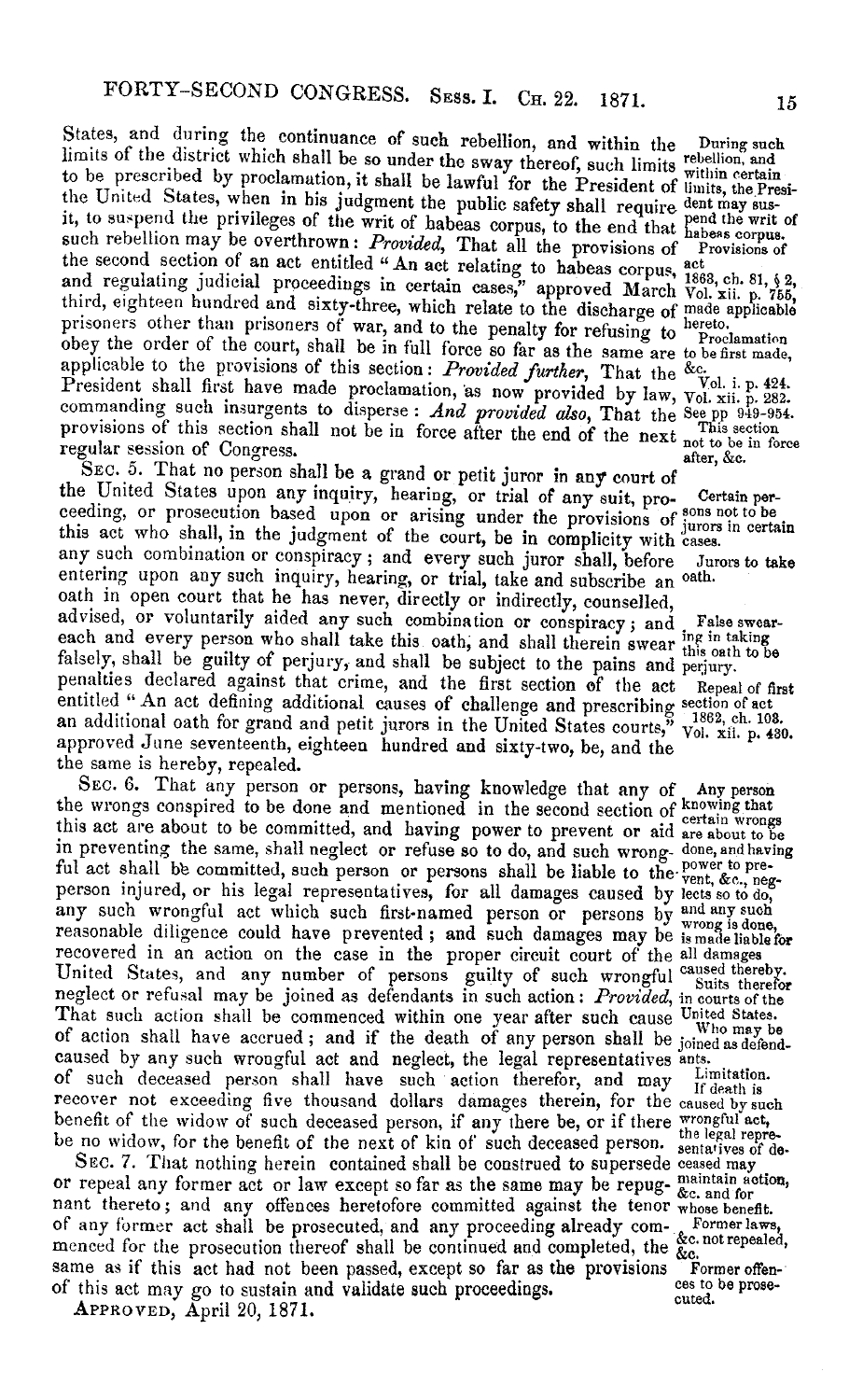States, and during the continuance of such rebellion, and within the limits of the district which shall be so under the sway thereof, such limits to be prescribed by proclamation, it shall be lawful for the President of the United States, when in his judgment the public safety shall require it, to suspend the privileges of the writ of habeas corpus, to the end that such rebellion may be overthrown: *Provided*, That all the provisions of the second section of an act entitled "An act relating to habeas corpus, and regulating judicial proceedings in certain cases," approved March third, eighteen hundred and sixty-three, which relate to the discharge of prisoners other than prisoners of war, and to the penalty for refusing to obey the order of the court, shall be in full force so far as the same are applicable to the provisions of this section: *Provided further*, That the President shall first have made proclamation, as now provided by law, commanding such insurgents to disperse: *And provided also*, That the provisions of this section shall not be in force after the end of the next regular session of Congress.

During such rebellion, and within certain limits, the President may suspend the writ of habeas corpus.
Provisions of act 1863, ch. 81, § 2, Vol. xii. p. 755, made applicable hereto.
Proclamation to be first made, &c.
Vol. i. p. 424.
Vol. xii. p. 282.
See pp 949-954.
This section not to be in force after, &c.

SEC. 5. That no person shall be a grand or petit juror in any court of the United States upon any inquiry, hearing, or trial of any suit, proceeding, or prosecution based upon or arising under the provisions of this act who shall, in the judgment of the court, be in complicity with any such combination or conspiracy; and every such juror shall, before entering upon any such inquiry, hearing, or trial, take and subscribe an oath in open court that he has never, directly or indirectly, counselled, advised, or voluntarily aided any such combination or conspiracy; and each and every person who shall take this oath, and shall therein swear falsely, shall be guilty of perjury, and shall be subject to the pains and penalties declared against that crime, and the first section of the act entitled "An act defining additional causes of challenge and prescribing an additional oath for grand and petit jurors in the United States courts," approved June seventeenth, eighteen hundred and sixty-two, be, and the the same is hereby, repealed.

Certain persons not to be jurors in certain cases.
Jurors to take oath.
False swearing in taking this oath to be perjury.
Repeal of first section of act 1862, ch. 103. Vol. xii. p. 430.

SEC. 6. That any person or persons, having knowledge that any of the wrongs conspired to be done and mentioned in the second section of this act are about to be committed, and having power to prevent or aid in preventing the same, shall neglect or refuse so to do, and such wrongful act shall be committed, such person or persons shall be liable to the person injured, or his legal representatives, for all damages caused by any such wrongful act which such first-named person or persons by reasonable diligence could have prevented; and such damages may be recovered in an action on the case in the proper circuit court of the United States, and any number of persons guilty of such wrongful neglect or refusal may be joined as defendants in such action: *Provided*, That such action shall be commenced within one year after such cause of action shall have accrued; and if the death of any person shall be caused by any such wrongful act and neglect, the legal representatives of such deceased person shall have such action therefor, and may recover not exceeding five thousand dollars damages therein, for the benefit of the widow of such deceased person, if any there be, or if there be no widow, for the benefit of the next of kin of such deceased person.

Any person knowing that certain wrongs are about to be done, and having power to prevent, &c., neglects so to do, and any such wrong is done, is made liable for all damages caused thereby.
Suits therefor in courts of the United States.
Who may be joined as defendants.
Limitation.
If death is caused by such wrongful act, the legal representatives of deceased may maintain action, &c. and for whose benefit.

SEC. 7. That nothing herein contained shall be construed to supersede or repeal any former act or law except so far as the same may be repugnant thereto; and any offences heretofore committed against the tenor of any former act shall be prosecuted, and any proceeding already commenced for the prosecution thereof shall be continued and completed, the same as if this act had not been passed, except so far as the provisions of this act may go to sustain and validate such proceedings.

Former laws, &c. not repealed, &c.
Former offences to be prosecuted.

APPROVED, April 20, 1871.